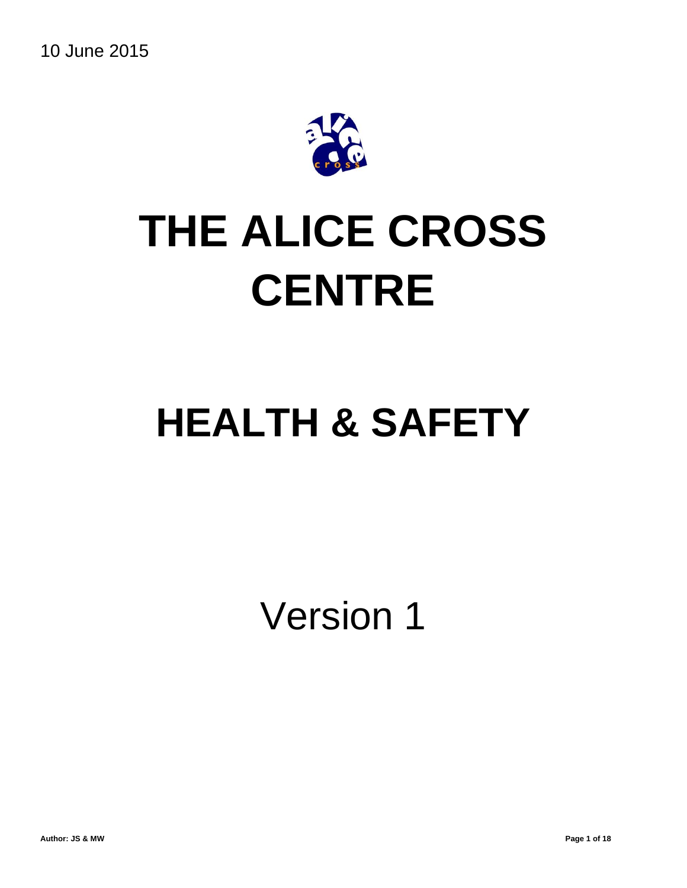10 June 2015

# THE ALICE CROSS CENTRE

# HEALTH & SAFETY

Version 1

Author: JS & MW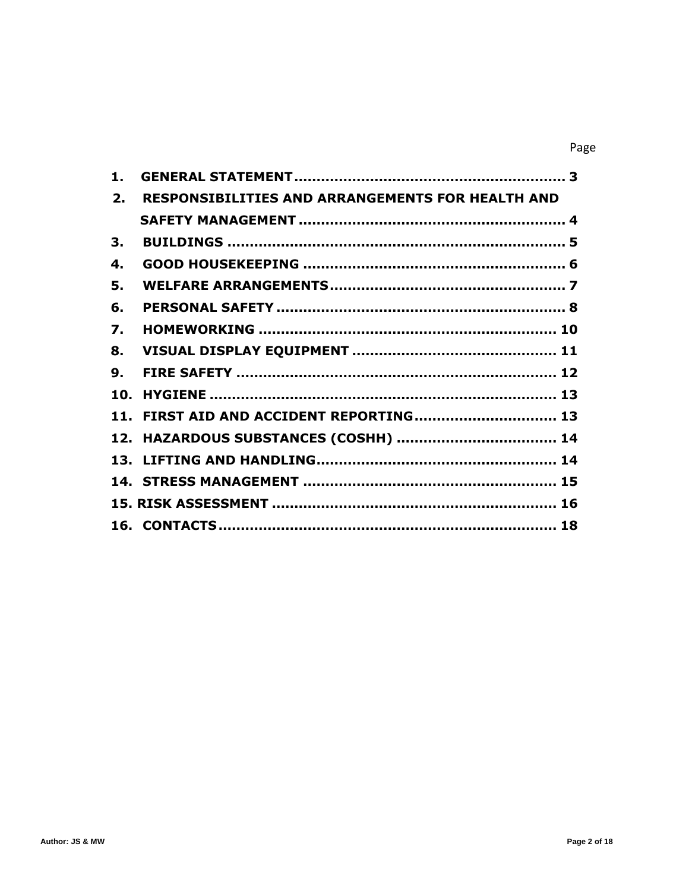Page

| | | |
|---|---|---|
| 1. | GENERAL STATEMENT | 3 |
| 2. | RESPONSIBILITIES AND ARRANGEMENTS FOR HEALTH AND SAFETY MANAGEMENT | 4 |
| 3. | BUILDINGS | 5 |
| 4. | GOOD HOUSEKEEPING | 6 |
| 5. | WELFARE ARRANGEMENTS | 7 |
| 6. | PERSONAL SAFETY | 8 |
| 7. | HOMEWORKING | 10 |
| 8. | VISUAL DISPLAY EQUIPMENT | 11 |
| 9. | FIRE SAFETY | 12 |
| 10. | HYGIENE | 13 |
| 11. | FIRST AID AND ACCIDENT REPORTING | 13 |
| 12. | HAZARDOUS SUBSTANCES (COSHH) | 14 |
| 13. | LIFTING AND HANDLING | 14 |
| 14. | STRESS MANAGEMENT | 15 |
| 15. | RISK ASSESSMENT | 16 |
| 16. | CONTACTS | 18 |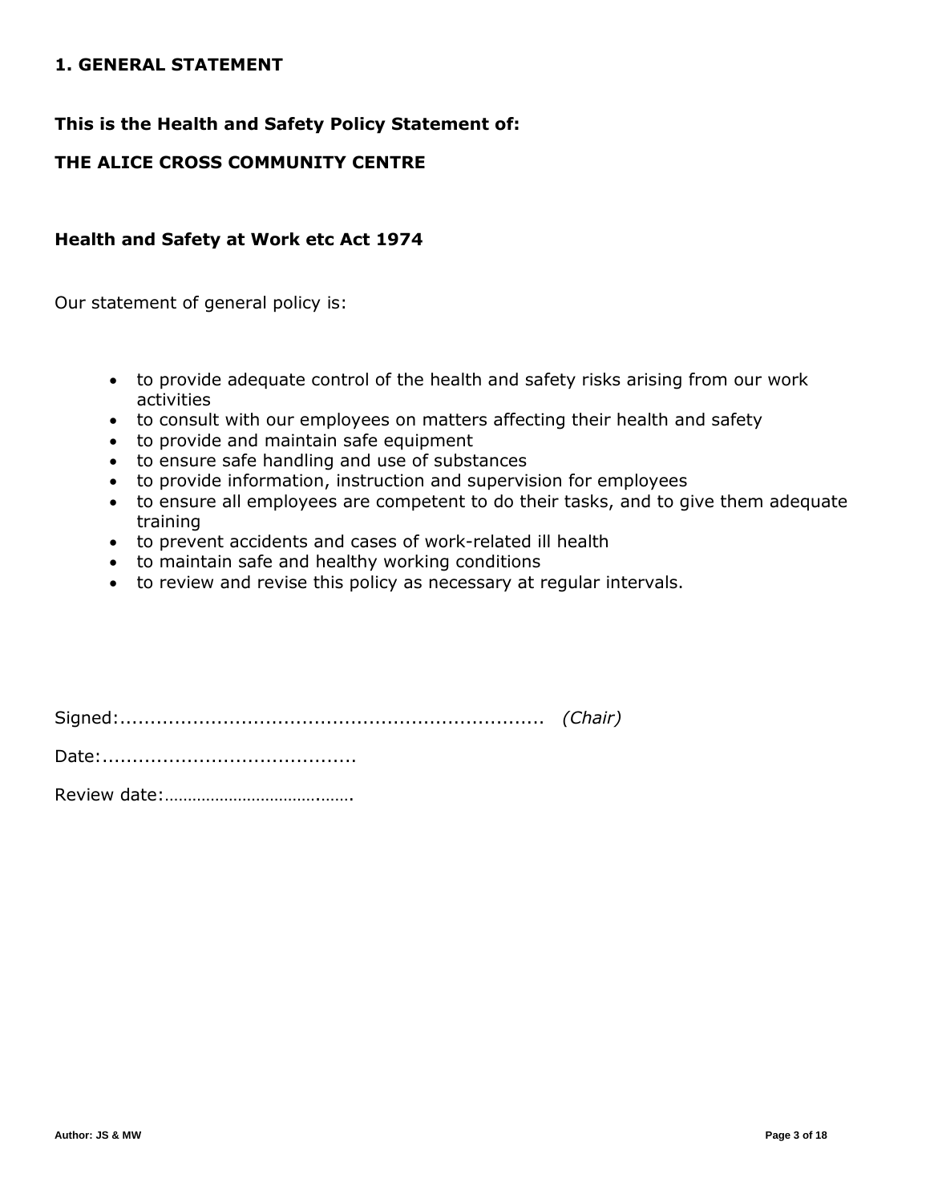## 1. GENERAL STATEMENT

**This is the Health and Safety Policy Statement of:**

**THE ALICE CROSS COMMUNITY CENTRE**

**Health and Safety at Work etc Act 1974**

Our statement of general policy is:

- to provide adequate control of the health and safety risks arising from our work activities
- to consult with our employees on matters affecting their health and safety
- to provide and maintain safe equipment
- to ensure safe handling and use of substances
- to provide information, instruction and supervision for employees
- to ensure all employees are competent to do their tasks, and to give them adequate training
- to prevent accidents and cases of work-related ill health
- to maintain safe and healthy working conditions
- to review and revise this policy as necessary at regular intervals.

Signed:...................................................................... *(Chair)*

Date:..........................................

Review date:…………………………….…….

Author: JS & MW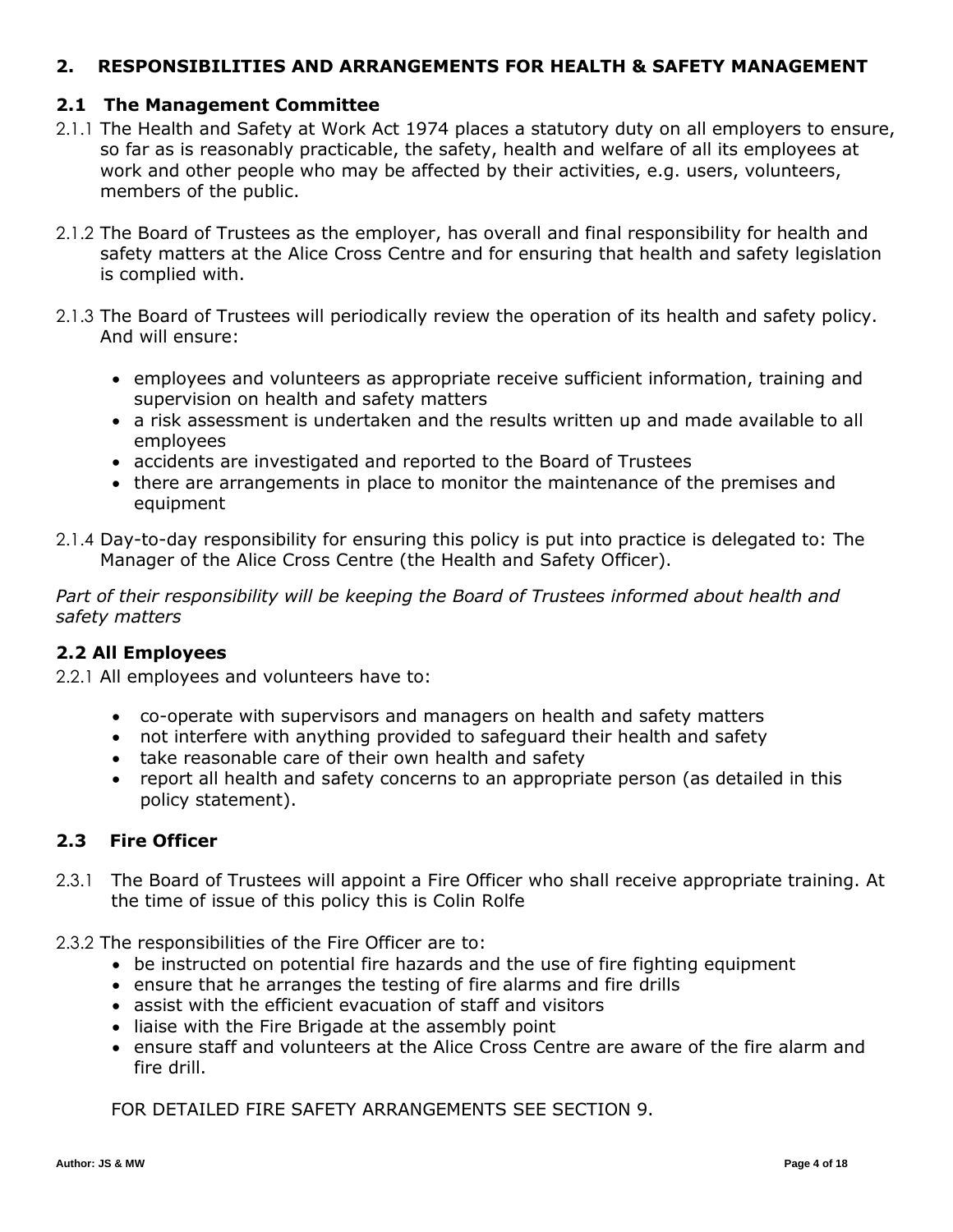## 2. RESPONSIBILITIES AND ARRANGEMENTS FOR HEALTH & SAFETY MANAGEMENT

### 2.1 The Management Committee

2.1.1 The Health and Safety at Work Act 1974 places a statutory duty on all employers to ensure, so far as is reasonably practicable, the safety, health and welfare of all its employees at work and other people who may be affected by their activities, e.g. users, volunteers, members of the public.

2.1.2 The Board of Trustees as the employer, has overall and final responsibility for health and safety matters at the Alice Cross Centre and for ensuring that health and safety legislation is complied with.

2.1.3 The Board of Trustees will periodically review the operation of its health and safety policy. And will ensure:

- employees and volunteers as appropriate receive sufficient information, training and supervision on health and safety matters
- a risk assessment is undertaken and the results written up and made available to all employees
- accidents are investigated and reported to the Board of Trustees
- there are arrangements in place to monitor the maintenance of the premises and equipment

2.1.4 Day-to-day responsibility for ensuring this policy is put into practice is delegated to: The Manager of the Alice Cross Centre (the Health and Safety Officer).

*Part of their responsibility will be keeping the Board of Trustees informed about health and safety matters*

### 2.2 All Employees

2.2.1 All employees and volunteers have to:

- co-operate with supervisors and managers on health and safety matters
- not interfere with anything provided to safeguard their health and safety
- take reasonable care of their own health and safety
- report all health and safety concerns to an appropriate person (as detailed in this policy statement).

### 2.3 Fire Officer

2.3.1 The Board of Trustees will appoint a Fire Officer who shall receive appropriate training. At the time of issue of this policy this is Colin Rolfe

2.3.2 The responsibilities of the Fire Officer are to:

- be instructed on potential fire hazards and the use of fire fighting equipment
- ensure that he arranges the testing of fire alarms and fire drills
- assist with the efficient evacuation of staff and visitors
- liaise with the Fire Brigade at the assembly point
- ensure staff and volunteers at the Alice Cross Centre are aware of the fire alarm and fire drill.

FOR DETAILED FIRE SAFETY ARRANGEMENTS SEE SECTION 9.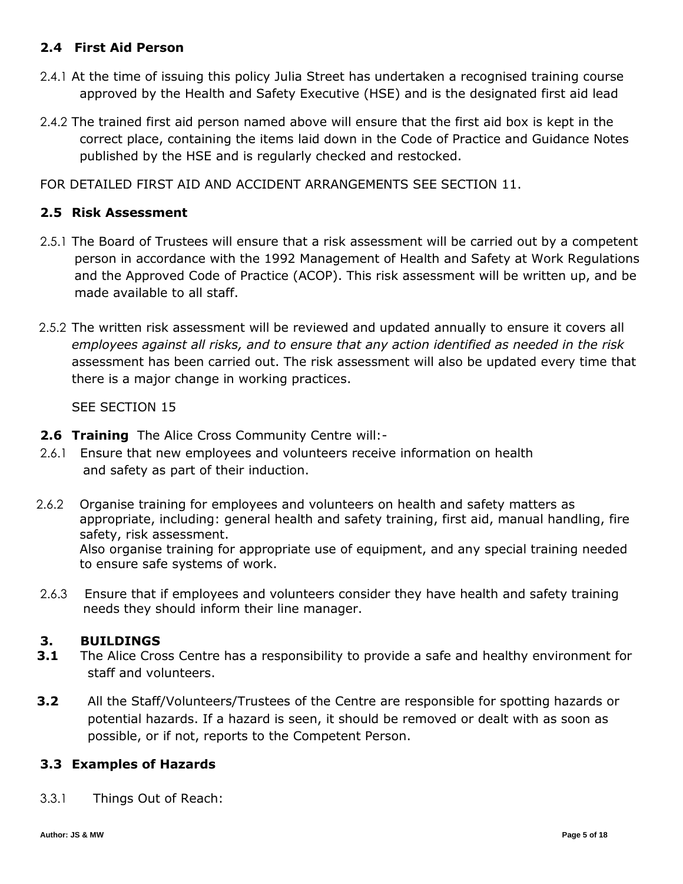## 2.4 First Aid Person

2.4.1 At the time of issuing this policy Julia Street has undertaken a recognised training course approved by the Health and Safety Executive (HSE) and is the designated first aid lead

2.4.2 The trained first aid person named above will ensure that the first aid box is kept in the correct place, containing the items laid down in the Code of Practice and Guidance Notes published by the HSE and is regularly checked and restocked.

FOR DETAILED FIRST AID AND ACCIDENT ARRANGEMENTS SEE SECTION 11.

## 2.5 Risk Assessment

2.5.1 The Board of Trustees will ensure that a risk assessment will be carried out by a competent person in accordance with the 1992 Management of Health and Safety at Work Regulations and the Approved Code of Practice (ACOP). This risk assessment will be written up, and be made available to all staff.

2.5.2 The written risk assessment will be reviewed and updated annually to ensure it covers all *employees against all risks, and to ensure that any action identified as needed in the risk* assessment has been carried out. The risk assessment will also be updated every time that there is a major change in working practices.

SEE SECTION 15

**2.6 Training** The Alice Cross Community Centre will:-

2.6.1 Ensure that new employees and volunteers receive information on health and safety as part of their induction.

2.6.2 Organise training for employees and volunteers on health and safety matters as appropriate, including: general health and safety training, first aid, manual handling, fire safety, risk assessment.
Also organise training for appropriate use of equipment, and any special training needed to ensure safe systems of work.

2.6.3 Ensure that if employees and volunteers consider they have health and safety training needs they should inform their line manager.

# 3. BUILDINGS

**3.1** The Alice Cross Centre has a responsibility to provide a safe and healthy environment for staff and volunteers.

**3.2** All the Staff/Volunteers/Trustees of the Centre are responsible for spotting hazards or potential hazards. If a hazard is seen, it should be removed or dealt with as soon as possible, or if not, reports to the Competent Person.

## 3.3 Examples of Hazards

3.3.1 Things Out of Reach: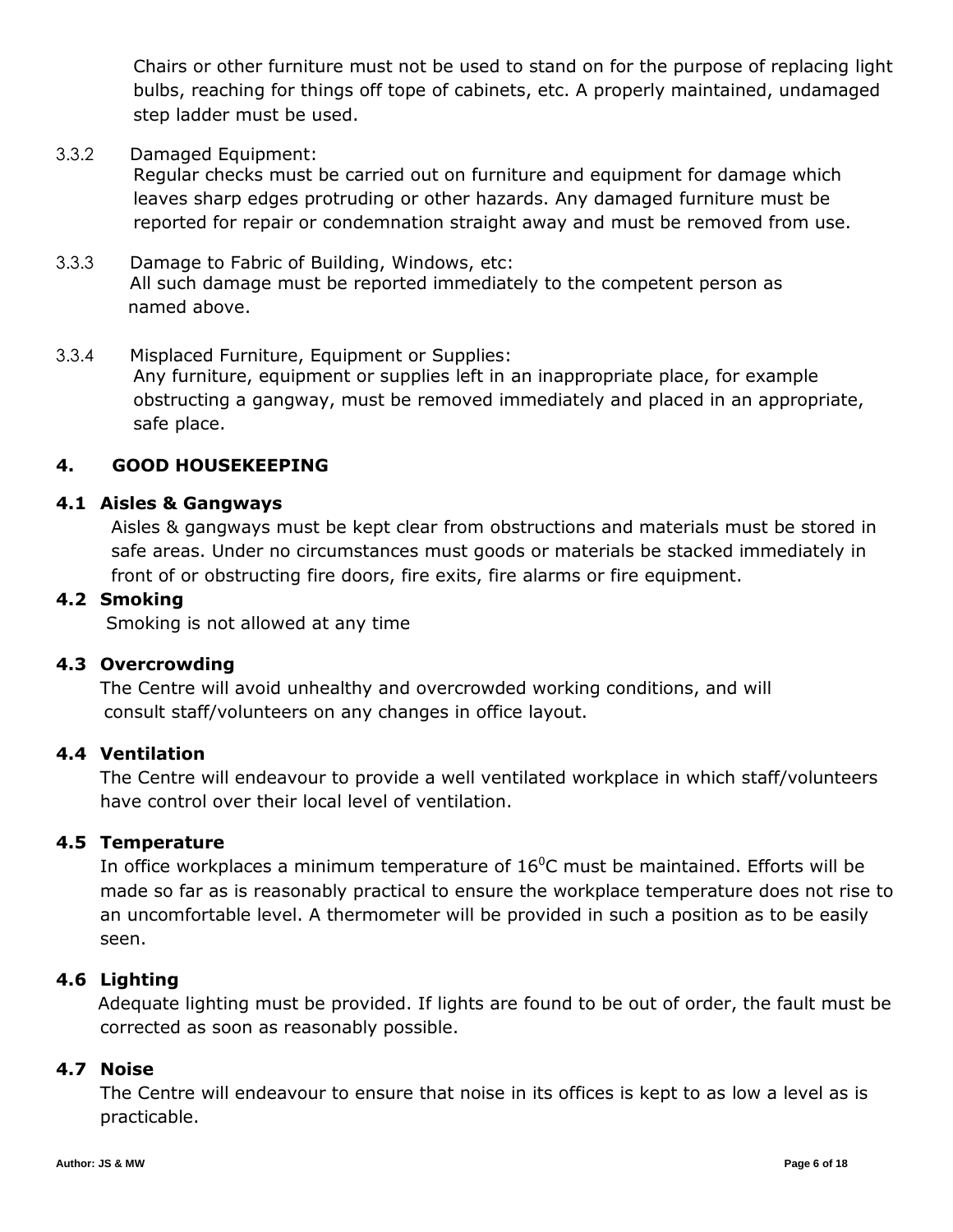Chairs or other furniture must not be used to stand on for the purpose of replacing light bulbs, reaching for things off tope of cabinets, etc. A properly maintained, undamaged step ladder must be used.

3.3.2 Damaged Equipment:
Regular checks must be carried out on furniture and equipment for damage which leaves sharp edges protruding or other hazards. Any damaged furniture must be reported for repair or condemnation straight away and must be removed from use.

3.3.3 Damage to Fabric of Building, Windows, etc:
All such damage must be reported immediately to the competent person as named above.

3.3.4 Misplaced Furniture, Equipment or Supplies:
Any furniture, equipment or supplies left in an inappropriate place, for example obstructing a gangway, must be removed immediately and placed in an appropriate, safe place.

## 4. GOOD HOUSEKEEPING

### 4.1 Aisles & Gangways

Aisles & gangways must be kept clear from obstructions and materials must be stored in safe areas. Under no circumstances must goods or materials be stacked immediately in front of or obstructing fire doors, fire exits, fire alarms or fire equipment.

### 4.2 Smoking

Smoking is not allowed at any time

### 4.3 Overcrowding

The Centre will avoid unhealthy and overcrowded working conditions, and will consult staff/volunteers on any changes in office layout.

### 4.4 Ventilation

The Centre will endeavour to provide a well ventilated workplace in which staff/volunteers have control over their local level of ventilation.

### 4.5 Temperature

In office workplaces a minimum temperature of $16^0$C must be maintained. Efforts will be made so far as is reasonably practical to ensure the workplace temperature does not rise to an uncomfortable level. A thermometer will be provided in such a position as to be easily seen.

### 4.6 Lighting

Adequate lighting must be provided. If lights are found to be out of order, the fault must be corrected as soon as reasonably possible.

### 4.7 Noise

The Centre will endeavour to ensure that noise in its offices is kept to as low a level as is practicable.

Author: JS & MW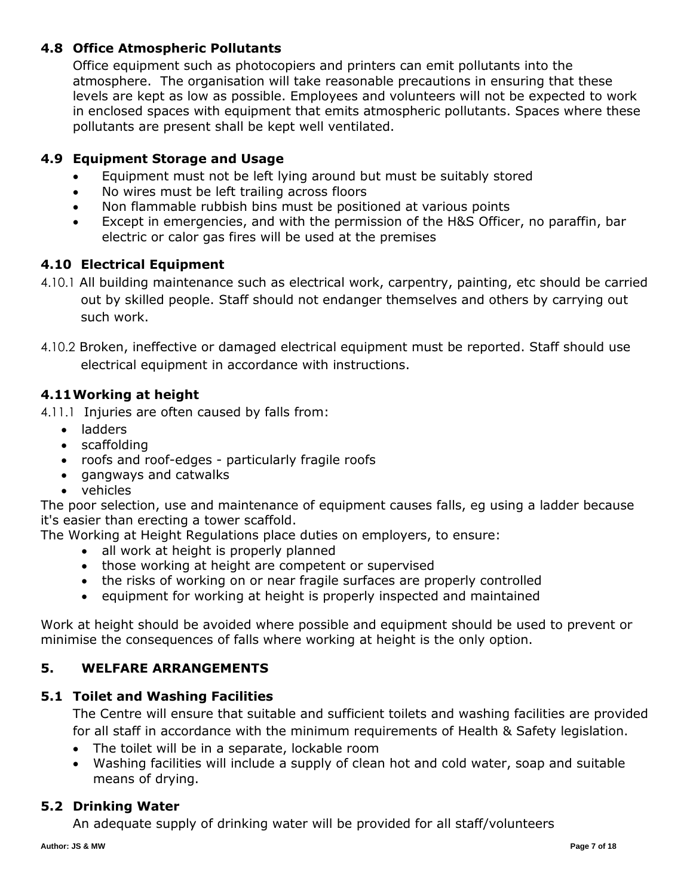### 4.8 Office Atmospheric Pollutants

Office equipment such as photocopiers and printers can emit pollutants into the atmosphere. The organisation will take reasonable precautions in ensuring that these levels are kept as low as possible. Employees and volunteers will not be expected to work in enclosed spaces with equipment that emits atmospheric pollutants. Spaces where these pollutants are present shall be kept well ventilated.

### 4.9 Equipment Storage and Usage

- Equipment must not be left lying around but must be suitably stored
- No wires must be left trailing across floors
- Non flammable rubbish bins must be positioned at various points
- Except in emergencies, and with the permission of the H&S Officer, no paraffin, bar electric or calor gas fires will be used at the premises

### 4.10 Electrical Equipment

4.10.1 All building maintenance such as electrical work, carpentry, painting, etc should be carried out by skilled people. Staff should not endanger themselves and others by carrying out such work.

4.10.2 Broken, ineffective or damaged electrical equipment must be reported. Staff should use electrical equipment in accordance with instructions.

### 4.11 Working at height

4.11.1 Injuries are often caused by falls from:

- ladders
- scaffolding
- roofs and roof-edges - particularly fragile roofs
- gangways and catwalks
- vehicles

The poor selection, use and maintenance of equipment causes falls, eg using a ladder because it's easier than erecting a tower scaffold.

The Working at Height Regulations place duties on employers, to ensure:

- all work at height is properly planned
- those working at height are competent or supervised
- the risks of working on or near fragile surfaces are properly controlled
- equipment for working at height is properly inspected and maintained

Work at height should be avoided where possible and equipment should be used to prevent or minimise the consequences of falls where working at height is the only option.

## 5. WELFARE ARRANGEMENTS

### 5.1 Toilet and Washing Facilities

The Centre will ensure that suitable and sufficient toilets and washing facilities are provided for all staff in accordance with the minimum requirements of Health & Safety legislation.

- The toilet will be in a separate, lockable room
- Washing facilities will include a supply of clean hot and cold water, soap and suitable means of drying.

### 5.2 Drinking Water

An adequate supply of drinking water will be provided for all staff/volunteers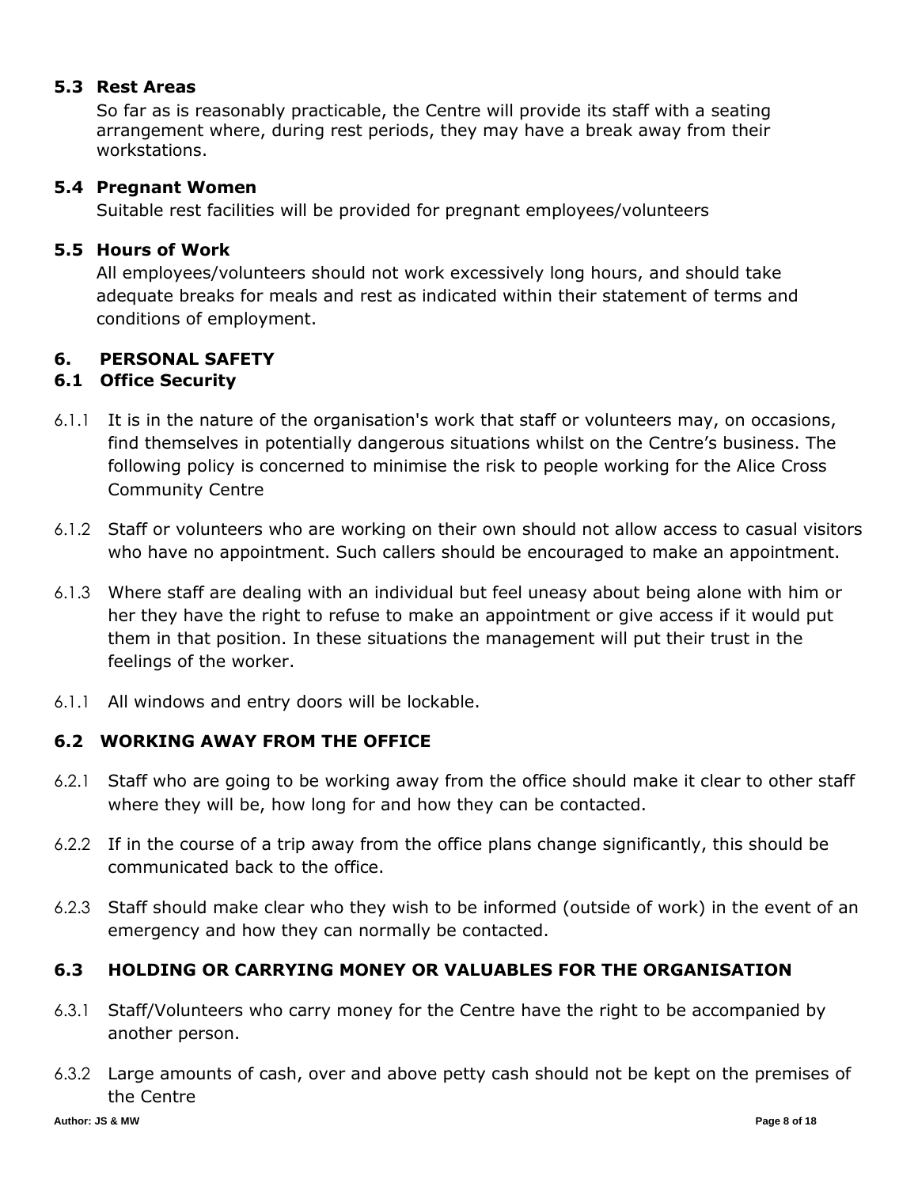### 5.3 Rest Areas

So far as is reasonably practicable, the Centre will provide its staff with a seating arrangement where, during rest periods, they may have a break away from their workstations.

### 5.4 Pregnant Women

Suitable rest facilities will be provided for pregnant employees/volunteers

### 5.5 Hours of Work

All employees/volunteers should not work excessively long hours, and should take adequate breaks for meals and rest as indicated within their statement of terms and conditions of employment.

## 6. PERSONAL SAFETY

### 6.1 Office Security

6.1.1 It is in the nature of the organisation's work that staff or volunteers may, on occasions, find themselves in potentially dangerous situations whilst on the Centre's business. The following policy is concerned to minimise the risk to people working for the Alice Cross Community Centre

6.1.2 Staff or volunteers who are working on their own should not allow access to casual visitors who have no appointment. Such callers should be encouraged to make an appointment.

6.1.3 Where staff are dealing with an individual but feel uneasy about being alone with him or her they have the right to refuse to make an appointment or give access if it would put them in that position. In these situations the management will put their trust in the feelings of the worker.

6.1.1 All windows and entry doors will be lockable.

### 6.2 WORKING AWAY FROM THE OFFICE

6.2.1 Staff who are going to be working away from the office should make it clear to other staff where they will be, how long for and how they can be contacted.

6.2.2 If in the course of a trip away from the office plans change significantly, this should be communicated back to the office.

6.2.3 Staff should make clear who they wish to be informed (outside of work) in the event of an emergency and how they can normally be contacted.

### 6.3 HOLDING OR CARRYING MONEY OR VALUABLES FOR THE ORGANISATION

6.3.1 Staff/Volunteers who carry money for the Centre have the right to be accompanied by another person.

6.3.2 Large amounts of cash, over and above petty cash should not be kept on the premises of the Centre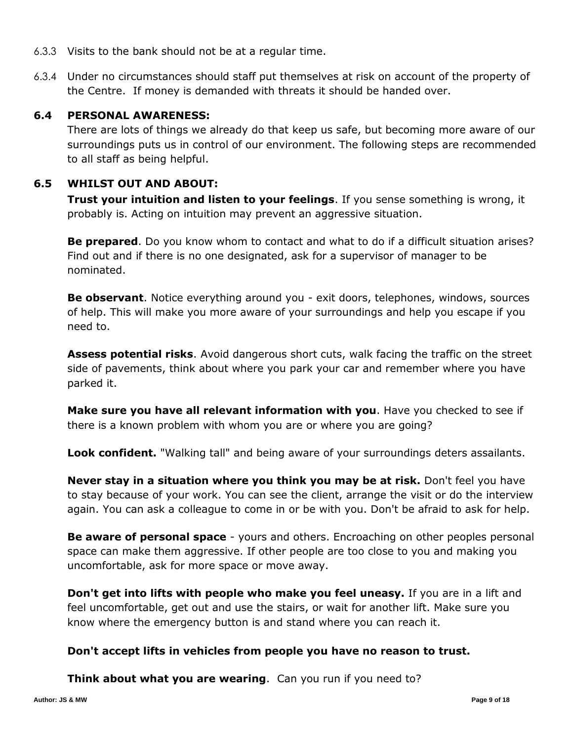6.3.3 Visits to the bank should not be at a regular time.

6.3.4 Under no circumstances should staff put themselves at risk on account of the property of the Centre. If money is demanded with threats it should be handed over.

### 6.4 PERSONAL AWARENESS:

There are lots of things we already do that keep us safe, but becoming more aware of our surroundings puts us in control of our environment. The following steps are recommended to all staff as being helpful.

### 6.5 WHILST OUT AND ABOUT:

**Trust your intuition and listen to your feelings**. If you sense something is wrong, it probably is. Acting on intuition may prevent an aggressive situation.

**Be prepared**. Do you know whom to contact and what to do if a difficult situation arises? Find out and if there is no one designated, ask for a supervisor of manager to be nominated.

**Be observant**. Notice everything around you - exit doors, telephones, windows, sources of help. This will make you more aware of your surroundings and help you escape if you need to.

**Assess potential risks**. Avoid dangerous short cuts, walk facing the traffic on the street side of pavements, think about where you park your car and remember where you have parked it.

**Make sure you have all relevant information with you**. Have you checked to see if there is a known problem with whom you are or where you are going?

**Look confident.** "Walking tall" and being aware of your surroundings deters assailants.

**Never stay in a situation where you think you may be at risk.** Don't feel you have to stay because of your work. You can see the client, arrange the visit or do the interview again. You can ask a colleague to come in or be with you. Don't be afraid to ask for help.

**Be aware of personal space** - yours and others. Encroaching on other peoples personal space can make them aggressive. If other people are too close to you and making you uncomfortable, ask for more space or move away.

**Don't get into lifts with people who make you feel uneasy.** If you are in a lift and feel uncomfortable, get out and use the stairs, or wait for another lift. Make sure you know where the emergency button is and stand where you can reach it.

**Don't accept lifts in vehicles from people you have no reason to trust.**

**Think about what you are wearing**. Can you run if you need to?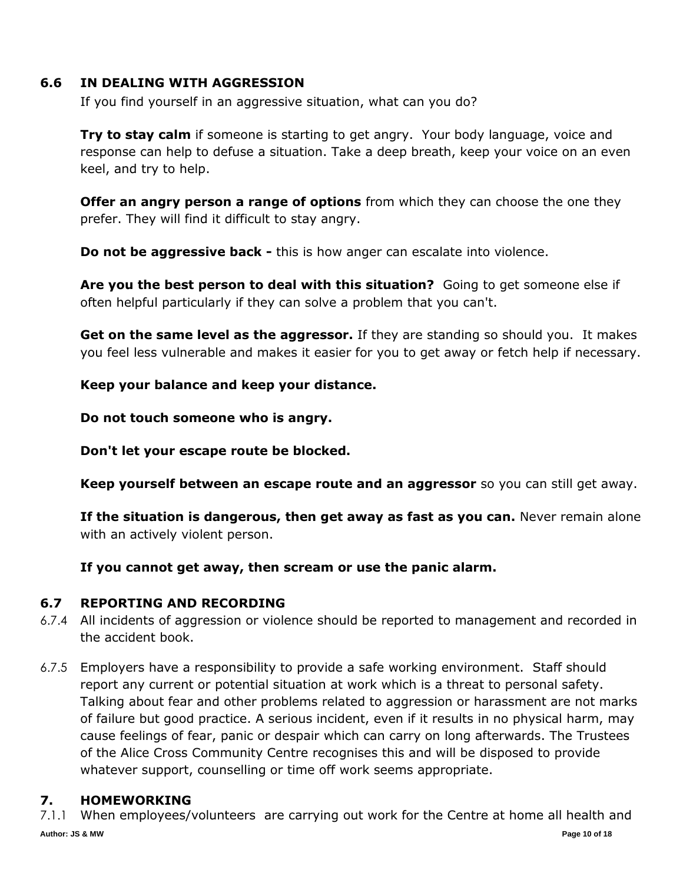## 6.6 IN DEALING WITH AGGRESSION

If you find yourself in an aggressive situation, what can you do?

**Try to stay calm** if someone is starting to get angry. Your body language, voice and response can help to defuse a situation. Take a deep breath, keep your voice on an even keel, and try to help.

**Offer an angry person a range of options** from which they can choose the one they prefer. They will find it difficult to stay angry.

**Do not be aggressive back -** this is how anger can escalate into violence.

**Are you the best person to deal with this situation?** Going to get someone else if often helpful particularly if they can solve a problem that you can't.

**Get on the same level as the aggressor.** If they are standing so should you. It makes you feel less vulnerable and makes it easier for you to get away or fetch help if necessary.

**Keep your balance and keep your distance.**

**Do not touch someone who is angry.**

**Don't let your escape route be blocked.**

**Keep yourself between an escape route and an aggressor** so you can still get away.

**If the situation is dangerous, then get away as fast as you can.** Never remain alone with an actively violent person.

**If you cannot get away, then scream or use the panic alarm.**

## 6.7 REPORTING AND RECORDING

6.7.4 All incidents of aggression or violence should be reported to management and recorded in the accident book.

6.7.5 Employers have a responsibility to provide a safe working environment. Staff should report any current or potential situation at work which is a threat to personal safety. Talking about fear and other problems related to aggression or harassment are not marks of failure but good practice. A serious incident, even if it results in no physical harm, may cause feelings of fear, panic or despair which can carry on long afterwards. The Trustees of the Alice Cross Community Centre recognises this and will be disposed to provide whatever support, counselling or time off work seems appropriate.

## 7. HOMEWORKING

7.1.1 When employees/volunteers are carrying out work for the Centre at home all health and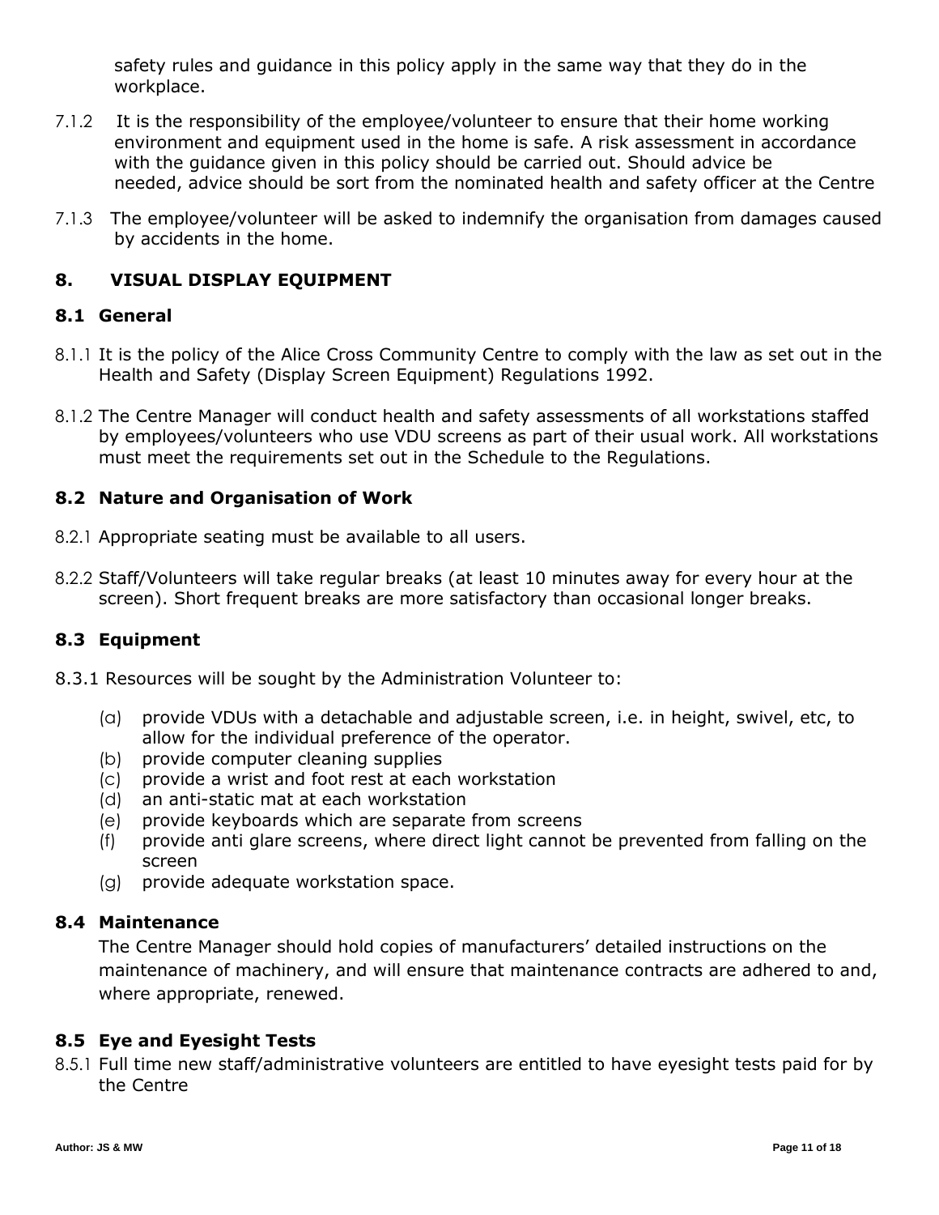safety rules and guidance in this policy apply in the same way that they do in the workplace.

7.1.2 It is the responsibility of the employee/volunteer to ensure that their home working environment and equipment used in the home is safe. A risk assessment in accordance with the guidance given in this policy should be carried out. Should advice be needed, advice should be sort from the nominated health and safety officer at the Centre

7.1.3 The employee/volunteer will be asked to indemnify the organisation from damages caused by accidents in the home.

## 8. VISUAL DISPLAY EQUIPMENT

### 8.1 General

8.1.1 It is the policy of the Alice Cross Community Centre to comply with the law as set out in the Health and Safety (Display Screen Equipment) Regulations 1992.

8.1.2 The Centre Manager will conduct health and safety assessments of all workstations staffed by employees/volunteers who use VDU screens as part of their usual work. All workstations must meet the requirements set out in the Schedule to the Regulations.

### 8.2 Nature and Organisation of Work

8.2.1 Appropriate seating must be available to all users.

8.2.2 Staff/Volunteers will take regular breaks (at least 10 minutes away for every hour at the screen). Short frequent breaks are more satisfactory than occasional longer breaks.

### 8.3 Equipment

8.3.1 Resources will be sought by the Administration Volunteer to:

(a) provide VDUs with a detachable and adjustable screen, i.e. in height, swivel, etc, to allow for the individual preference of the operator.
(b) provide computer cleaning supplies
(c) provide a wrist and foot rest at each workstation
(d) an anti-static mat at each workstation
(e) provide keyboards which are separate from screens
(f) provide anti glare screens, where direct light cannot be prevented from falling on the screen
(g) provide adequate workstation space.

### 8.4 Maintenance

The Centre Manager should hold copies of manufacturers' detailed instructions on the maintenance of machinery, and will ensure that maintenance contracts are adhered to and, where appropriate, renewed.

### 8.5 Eye and Eyesight Tests

8.5.1 Full time new staff/administrative volunteers are entitled to have eyesight tests paid for by the Centre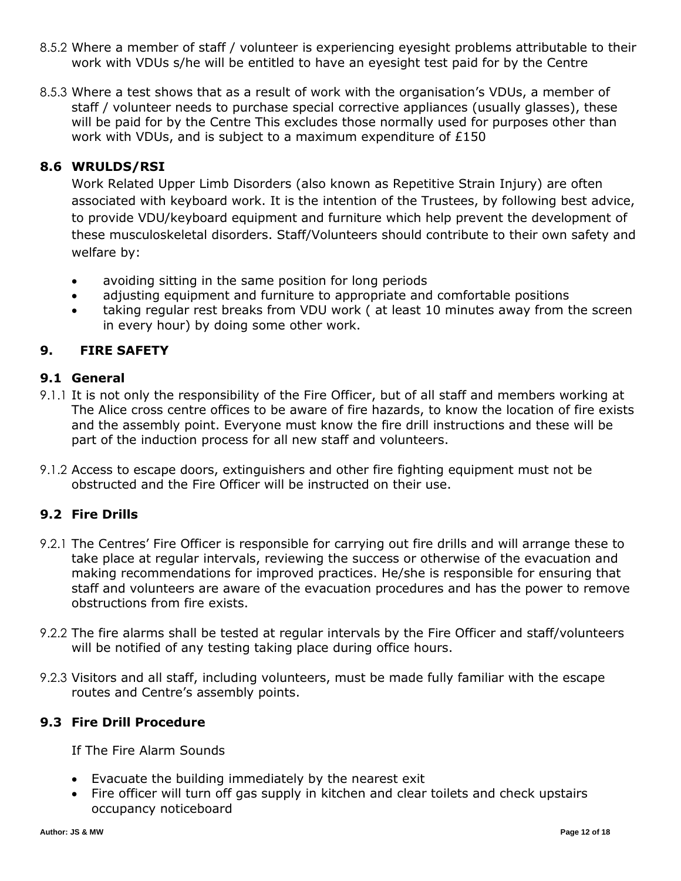8.5.2 Where a member of staff / volunteer is experiencing eyesight problems attributable to their work with VDUs s/he will be entitled to have an eyesight test paid for by the Centre

8.5.3 Where a test shows that as a result of work with the organisation's VDUs, a member of staff / volunteer needs to purchase special corrective appliances (usually glasses), these will be paid for by the Centre This excludes those normally used for purposes other than work with VDUs, and is subject to a maximum expenditure of £150

### 8.6 WRULDS/RSI

Work Related Upper Limb Disorders (also known as Repetitive Strain Injury) are often associated with keyboard work. It is the intention of the Trustees, by following best advice, to provide VDU/keyboard equipment and furniture which help prevent the development of these musculoskeletal disorders. Staff/Volunteers should contribute to their own safety and welfare by:

- avoiding sitting in the same position for long periods
- adjusting equipment and furniture to appropriate and comfortable positions
- taking regular rest breaks from VDU work ( at least 10 minutes away from the screen in every hour) by doing some other work.

## 9. FIRE SAFETY

### 9.1 General

9.1.1 It is not only the responsibility of the Fire Officer, but of all staff and members working at The Alice cross centre offices to be aware of fire hazards, to know the location of fire exists and the assembly point. Everyone must know the fire drill instructions and these will be part of the induction process for all new staff and volunteers.

9.1.2 Access to escape doors, extinguishers and other fire fighting equipment must not be obstructed and the Fire Officer will be instructed on their use.

### 9.2 Fire Drills

9.2.1 The Centres' Fire Officer is responsible for carrying out fire drills and will arrange these to take place at regular intervals, reviewing the success or otherwise of the evacuation and making recommendations for improved practices. He/she is responsible for ensuring that staff and volunteers are aware of the evacuation procedures and has the power to remove obstructions from fire exists.

9.2.2 The fire alarms shall be tested at regular intervals by the Fire Officer and staff/volunteers will be notified of any testing taking place during office hours.

9.2.3 Visitors and all staff, including volunteers, must be made fully familiar with the escape routes and Centre's assembly points.

### 9.3 Fire Drill Procedure

If The Fire Alarm Sounds

- Evacuate the building immediately by the nearest exit
- Fire officer will turn off gas supply in kitchen and clear toilets and check upstairs occupancy noticeboard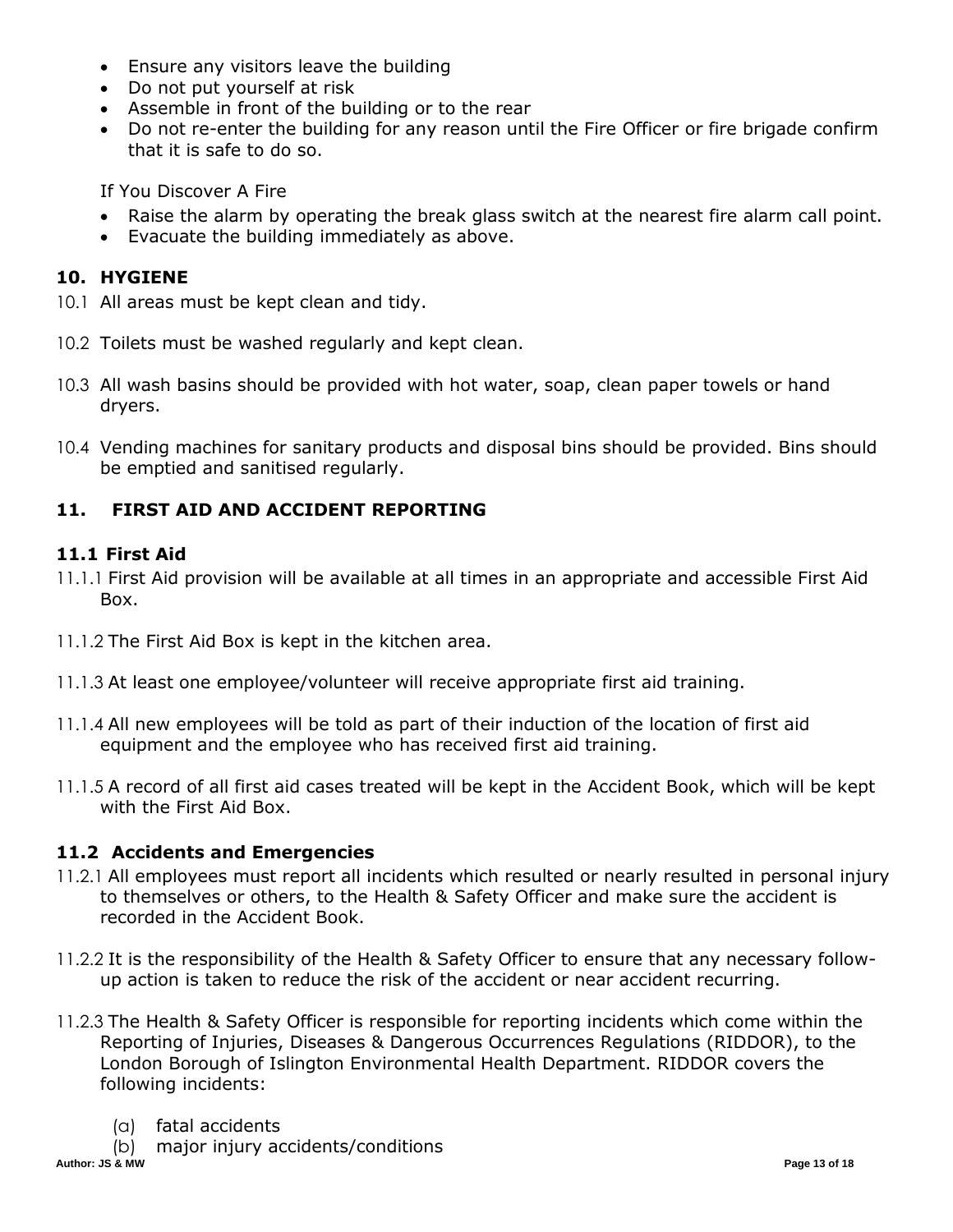- Ensure any visitors leave the building
- Do not put yourself at risk
- Assemble in front of the building or to the rear
- Do not re-enter the building for any reason until the Fire Officer or fire brigade confirm that it is safe to do so.

If You Discover A Fire

- Raise the alarm by operating the break glass switch at the nearest fire alarm call point.
- Evacuate the building immediately as above.

## 10. HYGIENE

10.1 All areas must be kept clean and tidy.

10.2 Toilets must be washed regularly and kept clean.

10.3 All wash basins should be provided with hot water, soap, clean paper towels or hand dryers.

10.4 Vending machines for sanitary products and disposal bins should be provided. Bins should be emptied and sanitised regularly.

## 11. FIRST AID AND ACCIDENT REPORTING

### 11.1 First Aid

11.1.1 First Aid provision will be available at all times in an appropriate and accessible First Aid Box.

11.1.2 The First Aid Box is kept in the kitchen area.

11.1.3 At least one employee/volunteer will receive appropriate first aid training.

11.1.4 All new employees will be told as part of their induction of the location of first aid equipment and the employee who has received first aid training.

11.1.5 A record of all first aid cases treated will be kept in the Accident Book, which will be kept with the First Aid Box.

### 11.2 Accidents and Emergencies

11.2.1 All employees must report all incidents which resulted or nearly resulted in personal injury to themselves or others, to the Health & Safety Officer and make sure the accident is recorded in the Accident Book.

11.2.2 It is the responsibility of the Health & Safety Officer to ensure that any necessary follow-up action is taken to reduce the risk of the accident or near accident recurring.

11.2.3 The Health & Safety Officer is responsible for reporting incidents which come within the Reporting of Injuries, Diseases & Dangerous Occurrences Regulations (RIDDOR), to the London Borough of Islington Environmental Health Department. RIDDOR covers the following incidents:

(a) fatal accidents

(b) major injury accidents/conditions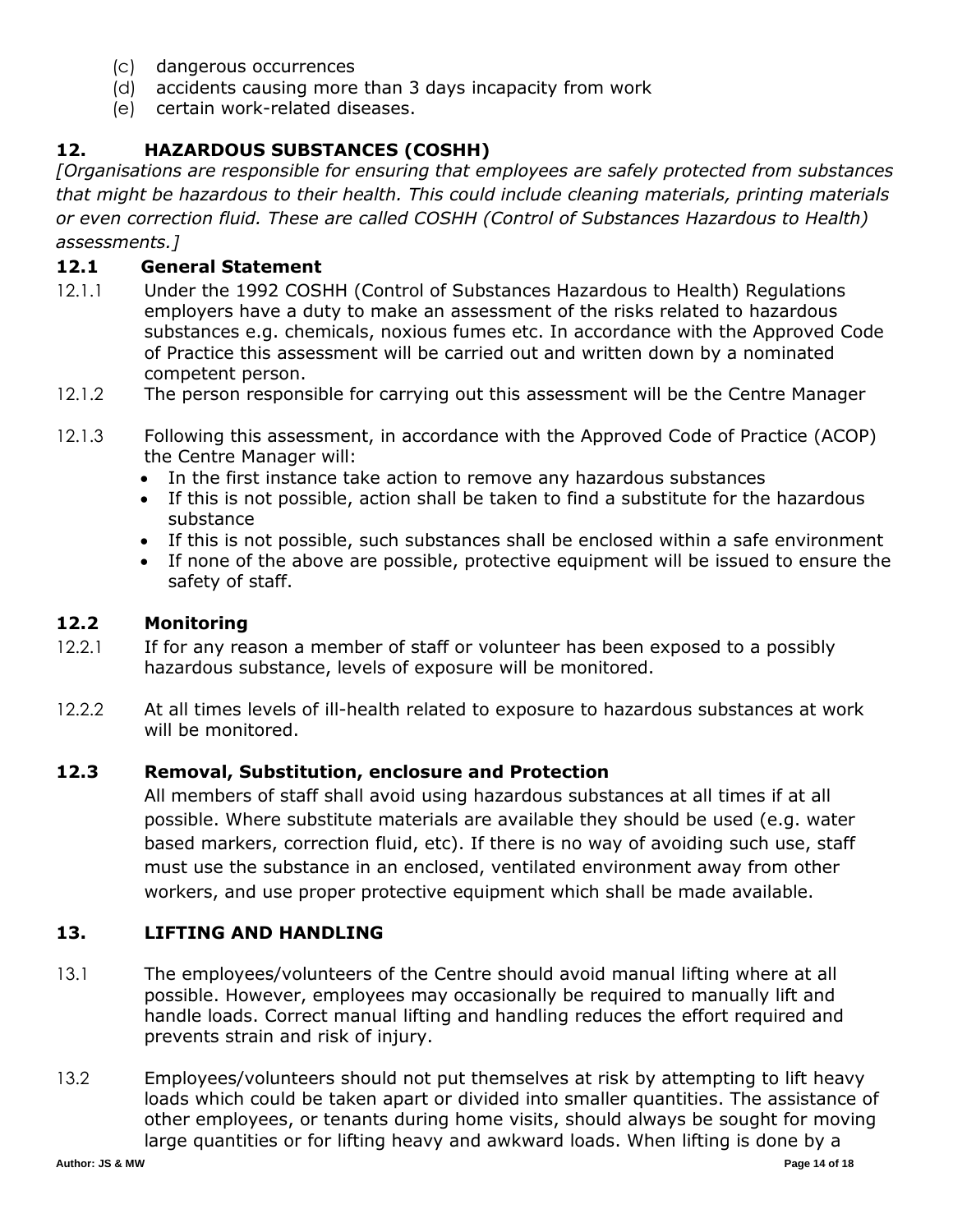(c) dangerous occurrences
(d) accidents causing more than 3 days incapacity from work
(e) certain work-related diseases.

## 12. HAZARDOUS SUBSTANCES (COSHH)

*[Organisations are responsible for ensuring that employees are safely protected from substances that might be hazardous to their health. This could include cleaning materials, printing materials or even correction fluid. These are called COSHH (Control of Substances Hazardous to Health) assessments.]*

### 12.1 General Statement

12.1.1 Under the 1992 COSHH (Control of Substances Hazardous to Health) Regulations employers have a duty to make an assessment of the risks related to hazardous substances e.g. chemicals, noxious fumes etc. In accordance with the Approved Code of Practice this assessment will be carried out and written down by a nominated competent person.

12.1.2 The person responsible for carrying out this assessment will be the Centre Manager

12.1.3 Following this assessment, in accordance with the Approved Code of Practice (ACOP) the Centre Manager will:

- In the first instance take action to remove any hazardous substances
- If this is not possible, action shall be taken to find a substitute for the hazardous substance
- If this is not possible, such substances shall be enclosed within a safe environment
- If none of the above are possible, protective equipment will be issued to ensure the safety of staff.

### 12.2 Monitoring

12.2.1 If for any reason a member of staff or volunteer has been exposed to a possibly hazardous substance, levels of exposure will be monitored.

12.2.2 At all times levels of ill-health related to exposure to hazardous substances at work will be monitored.

### 12.3 Removal, Substitution, enclosure and Protection

All members of staff shall avoid using hazardous substances at all times if at all possible. Where substitute materials are available they should be used (e.g. water based markers, correction fluid, etc). If there is no way of avoiding such use, staff must use the substance in an enclosed, ventilated environment away from other workers, and use proper protective equipment which shall be made available.

## 13. LIFTING AND HANDLING

13.1 The employees/volunteers of the Centre should avoid manual lifting where at all possible. However, employees may occasionally be required to manually lift and handle loads. Correct manual lifting and handling reduces the effort required and prevents strain and risk of injury.

13.2 Employees/volunteers should not put themselves at risk by attempting to lift heavy loads which could be taken apart or divided into smaller quantities. The assistance of other employees, or tenants during home visits, should always be sought for moving large quantities or for lifting heavy and awkward loads. When lifting is done by a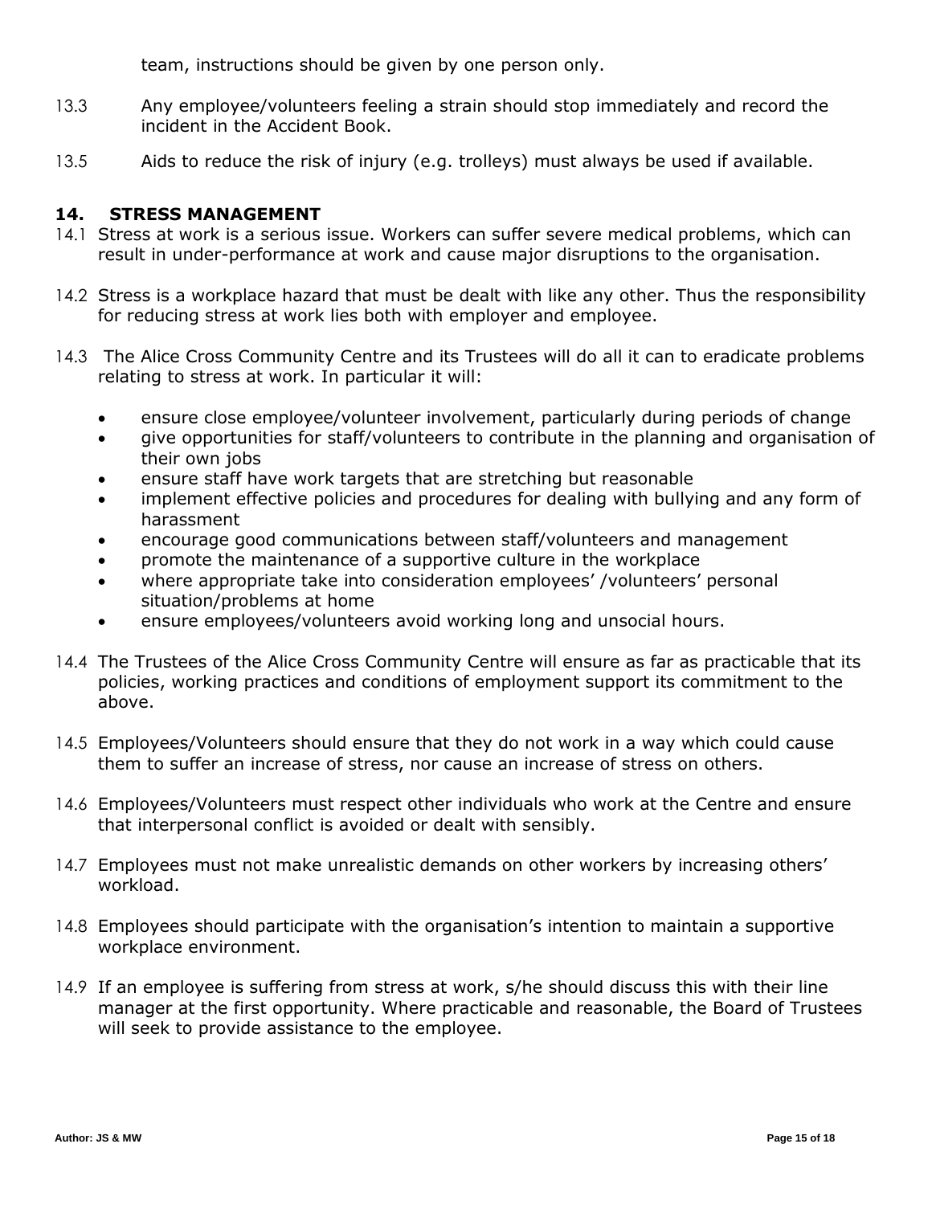team, instructions should be given by one person only.

13.3 Any employee/volunteers feeling a strain should stop immediately and record the incident in the Accident Book.

13.5 Aids to reduce the risk of injury (e.g. trolleys) must always be used if available.

## 14. STRESS MANAGEMENT

14.1 Stress at work is a serious issue. Workers can suffer severe medical problems, which can result in under-performance at work and cause major disruptions to the organisation.

14.2 Stress is a workplace hazard that must be dealt with like any other. Thus the responsibility for reducing stress at work lies both with employer and employee.

14.3 The Alice Cross Community Centre and its Trustees will do all it can to eradicate problems relating to stress at work. In particular it will:

- ensure close employee/volunteer involvement, particularly during periods of change
- give opportunities for staff/volunteers to contribute in the planning and organisation of their own jobs
- ensure staff have work targets that are stretching but reasonable
- implement effective policies and procedures for dealing with bullying and any form of harassment
- encourage good communications between staff/volunteers and management
- promote the maintenance of a supportive culture in the workplace
- where appropriate take into consideration employees' /volunteers' personal situation/problems at home
- ensure employees/volunteers avoid working long and unsocial hours.

14.4 The Trustees of the Alice Cross Community Centre will ensure as far as practicable that its policies, working practices and conditions of employment support its commitment to the above.

14.5 Employees/Volunteers should ensure that they do not work in a way which could cause them to suffer an increase of stress, nor cause an increase of stress on others.

14.6 Employees/Volunteers must respect other individuals who work at the Centre and ensure that interpersonal conflict is avoided or dealt with sensibly.

14.7 Employees must not make unrealistic demands on other workers by increasing others' workload.

14.8 Employees should participate with the organisation's intention to maintain a supportive workplace environment.

14.9 If an employee is suffering from stress at work, s/he should discuss this with their line manager at the first opportunity. Where practicable and reasonable, the Board of Trustees will seek to provide assistance to the employee.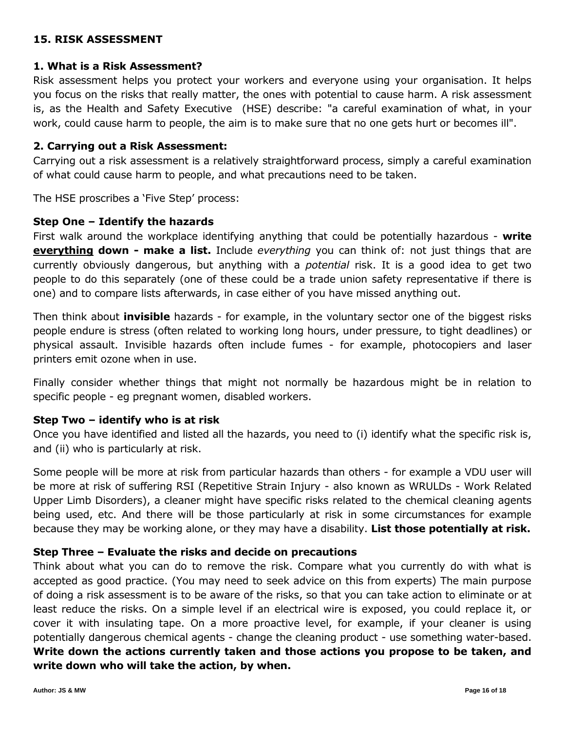## 15. RISK ASSESSMENT

### 1. What is a Risk Assessment?

Risk assessment helps you protect your workers and everyone using your organisation. It helps you focus on the risks that really matter, the ones with potential to cause harm. A risk assessment is, as the Health and Safety Executive (HSE) describe: "a careful examination of what, in your work, could cause harm to people, the aim is to make sure that no one gets hurt or becomes ill".

### 2. Carrying out a Risk Assessment:

Carrying out a risk assessment is a relatively straightforward process, simply a careful examination of what could cause harm to people, and what precautions need to be taken.

The HSE proscribes a 'Five Step' process:

**Step One – Identify the hazards**

First walk around the workplace identifying anything that could be potentially hazardous - **write <u>everything</u> down - make a list.** Include *everything* you can think of: not just things that are currently obviously dangerous, but anything with a *potential* risk. It is a good idea to get two people to do this separately (one of these could be a trade union safety representative if there is one) and to compare lists afterwards, in case either of you have missed anything out.

Then think about **invisible** hazards - for example, in the voluntary sector one of the biggest risks people endure is stress (often related to working long hours, under pressure, to tight deadlines) or physical assault. Invisible hazards often include fumes - for example, photocopiers and laser printers emit ozone when in use.

Finally consider whether things that might not normally be hazardous might be in relation to specific people - eg pregnant women, disabled workers.

**Step Two – identify who is at risk**

Once you have identified and listed all the hazards, you need to (i) identify what the specific risk is, and (ii) who is particularly at risk.

Some people will be more at risk from particular hazards than others - for example a VDU user will be more at risk of suffering RSI (Repetitive Strain Injury - also known as WRULDs - Work Related Upper Limb Disorders), a cleaner might have specific risks related to the chemical cleaning agents being used, etc. And there will be those particularly at risk in some circumstances for example because they may be working alone, or they may have a disability. **List those potentially at risk.**

**Step Three – Evaluate the risks and decide on precautions**

Think about what you can do to remove the risk. Compare what you currently do with what is accepted as good practice. (You may need to seek advice on this from experts) The main purpose of doing a risk assessment is to be aware of the risks, so that you can take action to eliminate or at least reduce the risks. On a simple level if an electrical wire is exposed, you could replace it, or cover it with insulating tape. On a more proactive level, for example, if your cleaner is using potentially dangerous chemical agents - change the cleaning product - use something water-based. **Write down the actions currently taken and those actions you propose to be taken, and write down who will take the action, by when.**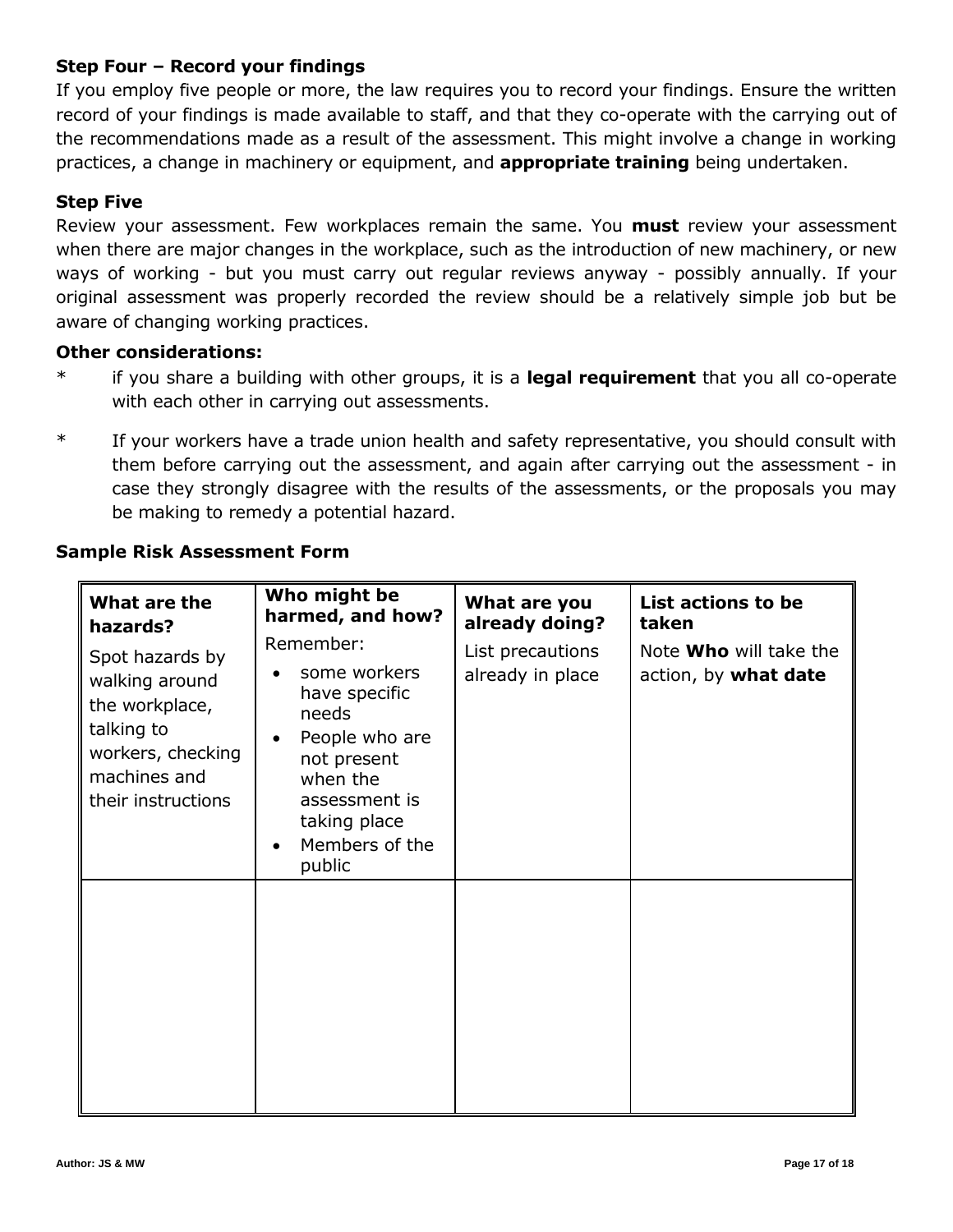### Step Four – Record your findings

If you employ five people or more, the law requires you to record your findings. Ensure the written record of your findings is made available to staff, and that they co-operate with the carrying out of the recommendations made as a result of the assessment. This might involve a change in working practices, a change in machinery or equipment, and **appropriate training** being undertaken.

### Step Five

Review your assessment. Few workplaces remain the same. You **must** review your assessment when there are major changes in the workplace, such as the introduction of new machinery, or new ways of working - but you must carry out regular reviews anyway - possibly annually. If your original assessment was properly recorded the review should be a relatively simple job but be aware of changing working practices.

### Other considerations:

* if you share a building with other groups, it is a **legal requirement** that you all co-operate with each other in carrying out assessments.

* If your workers have a trade union health and safety representative, you should consult with them before carrying out the assessment, and again after carrying out the assessment - in case they strongly disagree with the results of the assessments, or the proposals you may be making to remedy a potential hazard.

### Sample Risk Assessment Form

| **What are the hazards?**<br>Spot hazards by walking around the workplace, talking to workers, checking machines and their instructions | **Who might be harmed, and how?**<br>Remember:<br>• some workers have specific needs<br>• People who are not present when the assessment is taking place<br>• Members of the public | **What are you already doing?**<br>List precautions already in place | **List actions to be taken**<br>Note **Who** will take the action, by **what date** |
|---|---|---|---|
| | | | |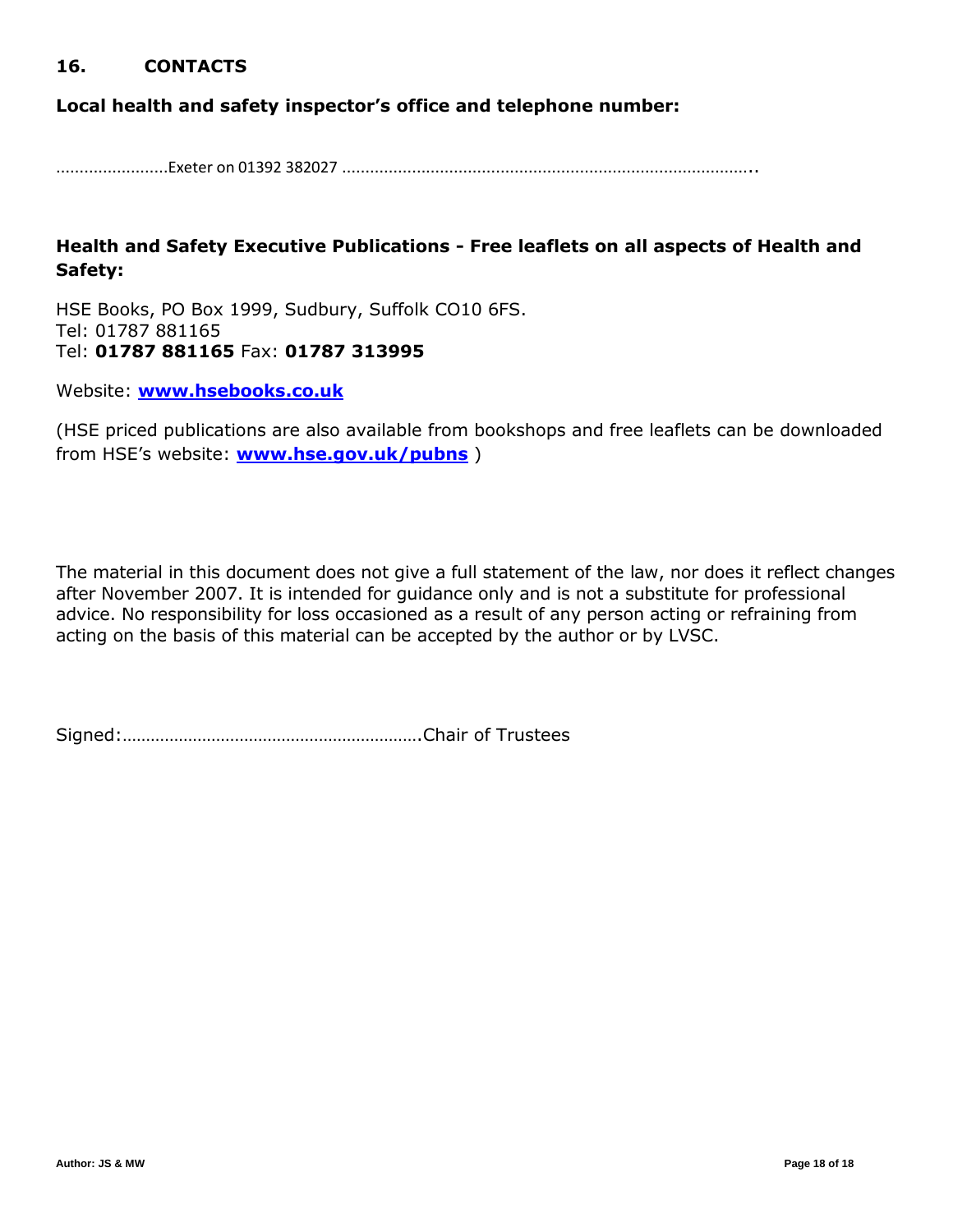## 16. CONTACTS

**Local health and safety inspector's office and telephone number:**

........................Exeter on 01392 382027 ........................................................................................

**Health and Safety Executive Publications - Free leaflets on all aspects of Health and Safety:**

HSE Books, PO Box 1999, Sudbury, Suffolk CO10 6FS.
Tel: 01787 881165
Tel: **01787 881165** Fax: **01787 313995**

Website: **www.hsebooks.co.uk**

(HSE priced publications are also available from bookshops and free leaflets can be downloaded from HSE's website: **www.hse.gov.uk/pubns** )

The material in this document does not give a full statement of the law, nor does it reflect changes after November 2007. It is intended for guidance only and is not a substitute for professional advice. No responsibility for loss occasioned as a result of any person acting or refraining from acting on the basis of this material can be accepted by the author or by LVSC.

Signed:…………………………………………………….Chair of Trustees

Author: JS & MW